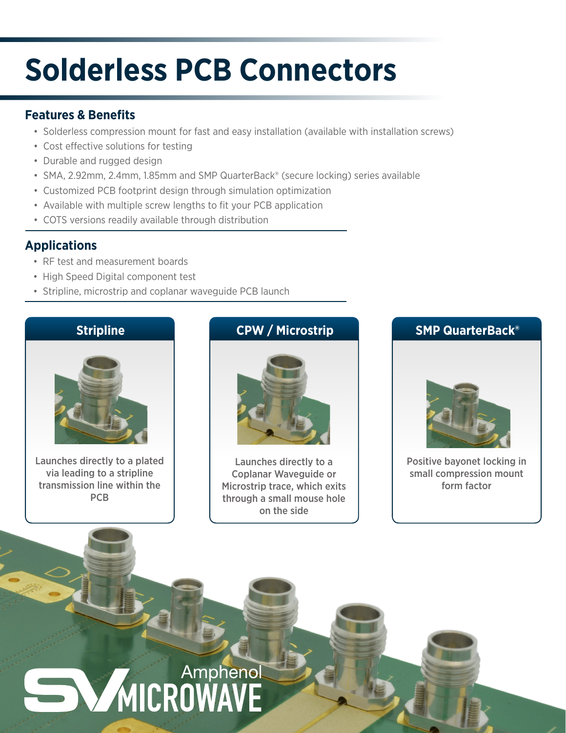# Solderless PCB Connectors

## Features & Benefits

- Solderless compression mount for fast and easy installation (available with installation screws)
- Cost effective solutions for testing
- Durable and rugged design
- SMA, 2.92mm, 2.4mm, 1.85mm and SMP QuarterBack® (secure locking) series available
- Customized PCB footprint design through simulation optimization
- Available with multiple screw lengths to fit your PCB application
- COTS versions readily available through distribution

## Applications

- RF test and measurement boards
- High Speed Digital component test
- Stripline, microstrip and coplanar waveguide PCB launch

### Stripline

Launches directly to a plated via leading to a stripline transmission line within the PCB

### CPW / Microstrip

Launches directly to a Coplanar Waveguide or Microstrip trace, which exits through a small mouse hole on the side

### SMP QuarterBack®

Positive bayonet locking in small compression mount form factor

Amphenol SV MICROWAVE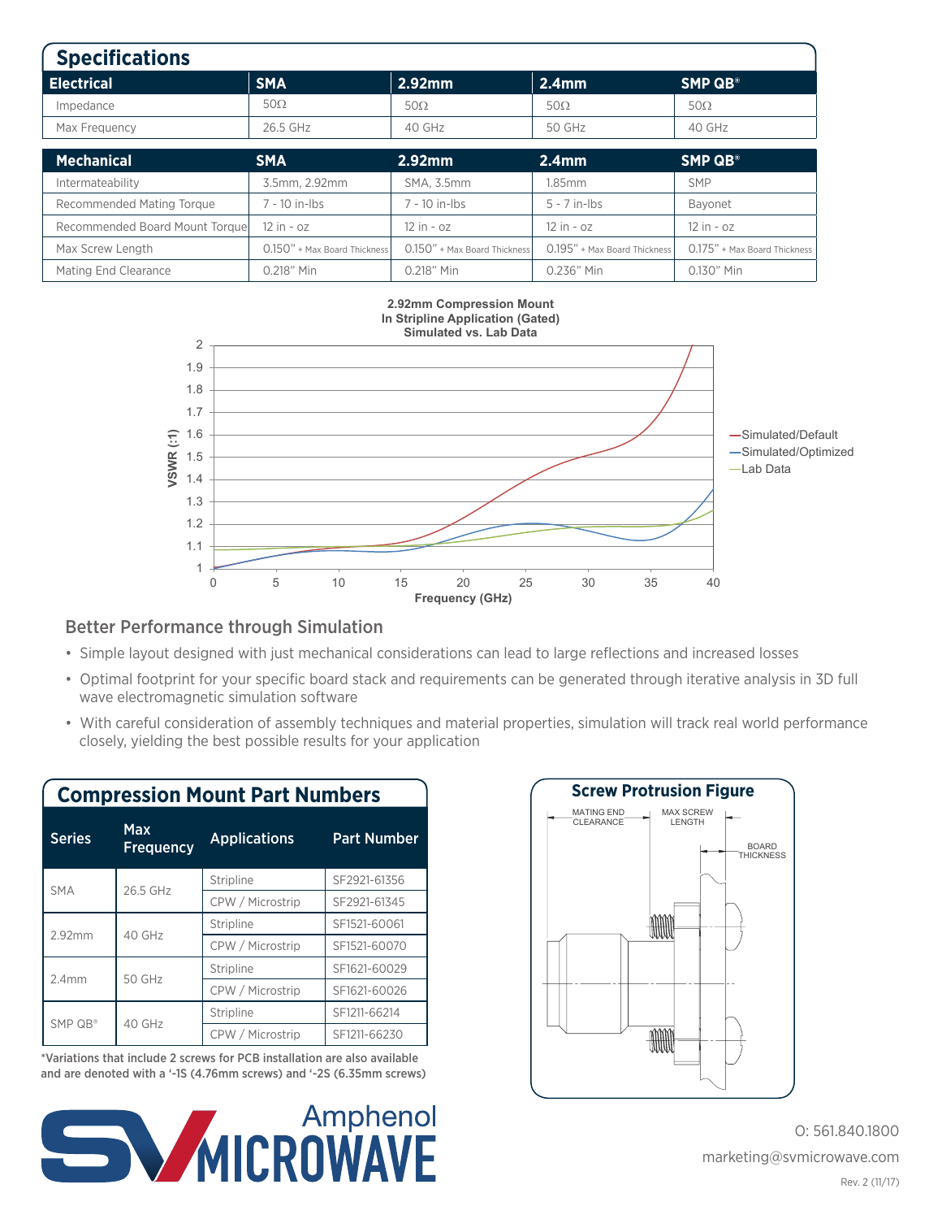## Specifications

| Electrical | SMA | 2.92mm | 2.4mm | SMP QB® |
|---|---|---|---|---|
| Impedance | 50Ω | 50Ω | 50Ω | 50Ω |
| Max Frequency | 26.5 GHz | 40 GHz | 50 GHz | 40 GHz |

| Mechanical | SMA | 2.92mm | 2.4mm | SMP QB® |
|---|---|---|---|---|
| Intermateability | 3.5mm, 2.92mm | SMA, 3.5mm | 1.85mm | SMP |
| Recommended Mating Torque | 7 - 10 in-lbs | 7 - 10 in-lbs | 5 - 7 in-lbs | Bayonet |
| Recommended Board Mount Torque | 12 in - oz | 12 in - oz | 12 in - oz | 12 in - oz |
| Max Screw Length | 0.150" + Max Board Thickness | 0.150" + Max Board Thickness | 0.195" + Max Board Thickness | 0.175" + Max Board Thickness |
| Mating End Clearance | 0.218" Min | 0.218" Min | 0.236" Min | 0.130" Min |

2.92mm Compression Mount
In Stripline Application (Gated)
Simulated vs. Lab Data

VSWR (:1)
2
1.9
1.8
1.7
1.6
1.5
1.4
1.3
1.2
1.1
1

Frequency (GHz)
0
5
10
15
20
25
30
35
40

Simulated/Default
Simulated/Optimized
Lab Data

## Better Performance through Simulation

- Simple layout designed with just mechanical considerations can lead to large reflections and increased losses
- Optimal footprint for your specific board stack and requirements can be generated through iterative analysis in 3D full wave electromagnetic simulation software
- With careful consideration of assembly techniques and material properties, simulation will track real world performance closely, yielding the best possible results for your application

## Compression Mount Part Numbers

| Series | Max Frequency | Applications | Part Number |
|---|---|---|---|
| SMA | 26.5 GHz | Stripline | SF2921-61356 |
| | | CPW / Microstrip | SF2921-61345 |
| 2.92mm | 40 GHz | Stripline | SF1521-60061 |
| | | CPW / Microstrip | SF1521-60070 |
| 2.4mm | 50 GHz | Stripline | SF1621-60029 |
| | | CPW / Microstrip | SF1621-60026 |
| SMP QB® | 40 GHz | Stripline | SF1211-66214 |
| | | CPW / Microstrip | SF1211-66230 |

*Variations that include 2 screws for PCB installation are also available and are denoted with a '-1S (4.76mm screws) and '-2S (6.35mm screws)

## Screw Protrusion Figure

MATING END CLEARANCE
MAX SCREW LENGTH
BOARD THICKNESS

Amphenol SV MICROWAVE

O: 561.840.1800

marketing@svmicrowave.com

Rev. 2 (11/17)